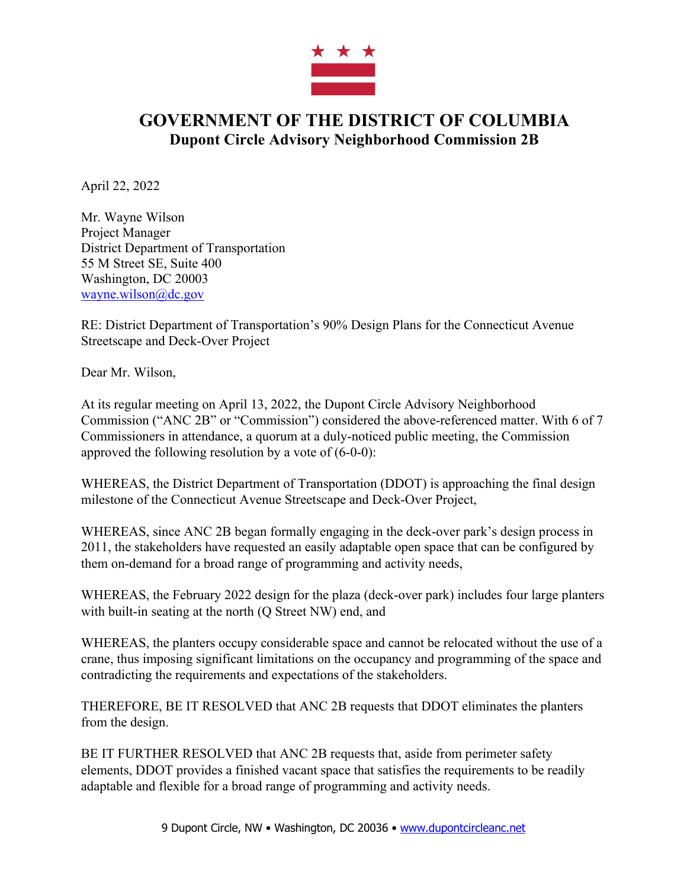# GOVERNMENT OF THE DISTRICT OF COLUMBIA

## Dupont Circle Advisory Neighborhood Commission 2B

April 22, 2022

Mr. Wayne Wilson
Project Manager
District Department of Transportation
55 M Street SE, Suite 400
Washington, DC 20003
wayne.wilson@dc.gov

RE: District Department of Transportation's 90% Design Plans for the Connecticut Avenue Streetscape and Deck-Over Project

Dear Mr. Wilson,

At its regular meeting on April 13, 2022, the Dupont Circle Advisory Neighborhood Commission ("ANC 2B" or "Commission") considered the above-referenced matter. With 6 of 7 Commissioners in attendance, a quorum at a duly-noticed public meeting, the Commission approved the following resolution by a vote of (6-0-0):

WHEREAS, the District Department of Transportation (DDOT) is approaching the final design milestone of the Connecticut Avenue Streetscape and Deck-Over Project,

WHEREAS, since ANC 2B began formally engaging in the deck-over park's design process in 2011, the stakeholders have requested an easily adaptable open space that can be configured by them on-demand for a broad range of programming and activity needs,

WHEREAS, the February 2022 design for the plaza (deck-over park) includes four large planters with built-in seating at the north (Q Street NW) end, and

WHEREAS, the planters occupy considerable space and cannot be relocated without the use of a crane, thus imposing significant limitations on the occupancy and programming of the space and contradicting the requirements and expectations of the stakeholders.

THEREFORE, BE IT RESOLVED that ANC 2B requests that DDOT eliminates the planters from the design.

BE IT FURTHER RESOLVED that ANC 2B requests that, aside from perimeter safety elements, DDOT provides a finished vacant space that satisfies the requirements to be readily adaptable and flexible for a broad range of programming and activity needs.

9 Dupont Circle, NW • Washington, DC 20036 • www.dupontcircleanc.net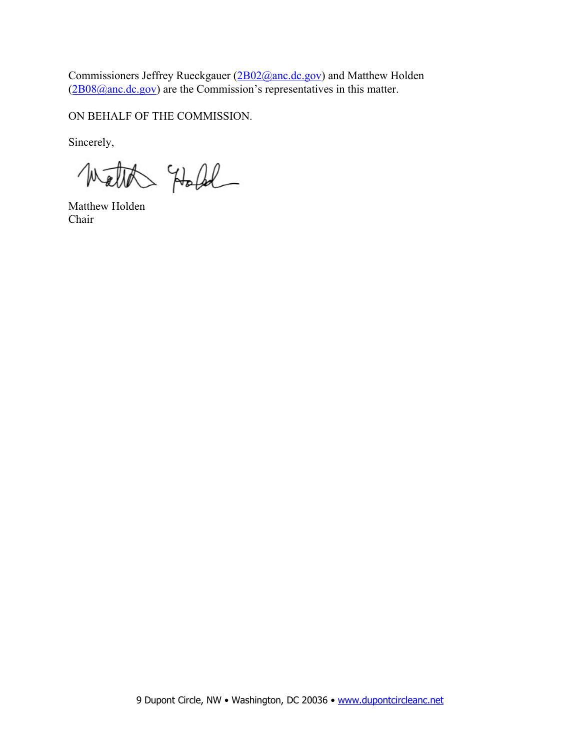Commissioners Jeffrey Rueckgauer (2B02@anc.dc.gov) and Matthew Holden (2B08@anc.dc.gov) are the Commission's representatives in this matter.

ON BEHALF OF THE COMMISSION.

Sincerely,

Matthew Holden
Chair

9 Dupont Circle, NW • Washington, DC 20036 • www.dupontcircleanc.net